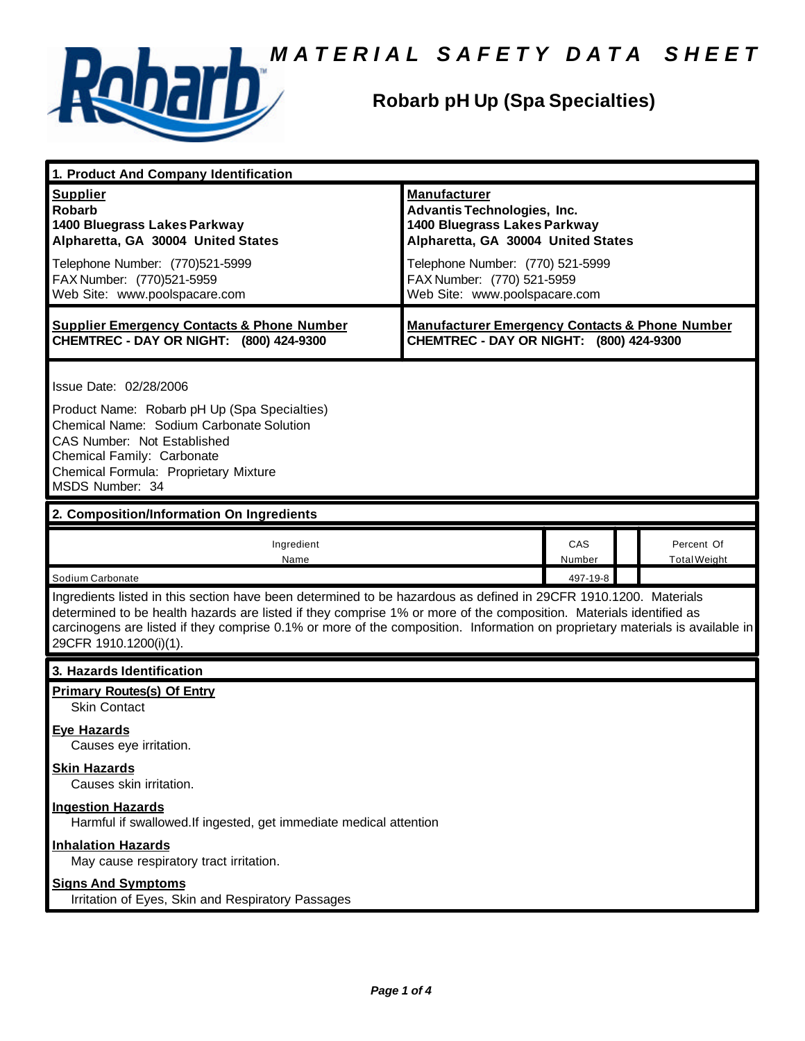# MATERIAL SAFETY DATA SHEET

## Robarb pH Up (Spa Specialties)

### 1. Product And Company Identification

**Supplier**
**Robarb**
**1400 Bluegrass Lakes Parkway**
**Alpharetta, GA 30004 United States**

Telephone Number: (770)521-5999
FAX Number: (770)521-5959
Web Site: www.poolspacare.com

**Manufacturer**
**Advantis Technologies, Inc.**
**1400 Bluegrass Lakes Parkway**
**Alpharetta, GA 30004 United States**

Telephone Number: (770) 521-5999
FAX Number: (770) 521-5959
Web Site: www.poolspacare.com

**Supplier Emergency Contacts & Phone Number**
**CHEMTREC - DAY OR NIGHT: (800) 424-9300**

**Manufacturer Emergency Contacts & Phone Number**
**CHEMTREC - DAY OR NIGHT: (800) 424-9300**

Issue Date: 02/28/2006

Product Name: Robarb pH Up (Spa Specialties)
Chemical Name: Sodium Carbonate Solution
CAS Number: Not Established
Chemical Family: Carbonate
Chemical Formula: Proprietary Mixture
MSDS Number: 34

### 2. Composition/Information On Ingredients

| Ingredient Name | CAS Number | | Percent Of Total Weight |
|---|---|---|---|
| Sodium Carbonate | 497-19-8 | | |

Ingredients listed in this section have been determined to be hazardous as defined in 29CFR 1910.1200. Materials determined to be health hazards are listed if they comprise 1% or more of the composition. Materials identified as carcinogens are listed if they comprise 0.1% or more of the composition. Information on proprietary materials is available in 29CFR 1910.1200(i)(1).

### 3. Hazards Identification

**Primary Routes(s) Of Entry**
Skin Contact

**Eye Hazards**
Causes eye irritation.

**Skin Hazards**
Causes skin irritation.

**Ingestion Hazards**
Harmful if swallowed.If ingested, get immediate medical attention

**Inhalation Hazards**
May cause respiratory tract irritation.

**Signs And Symptoms**
Irritation of Eyes, Skin and Respiratory Passages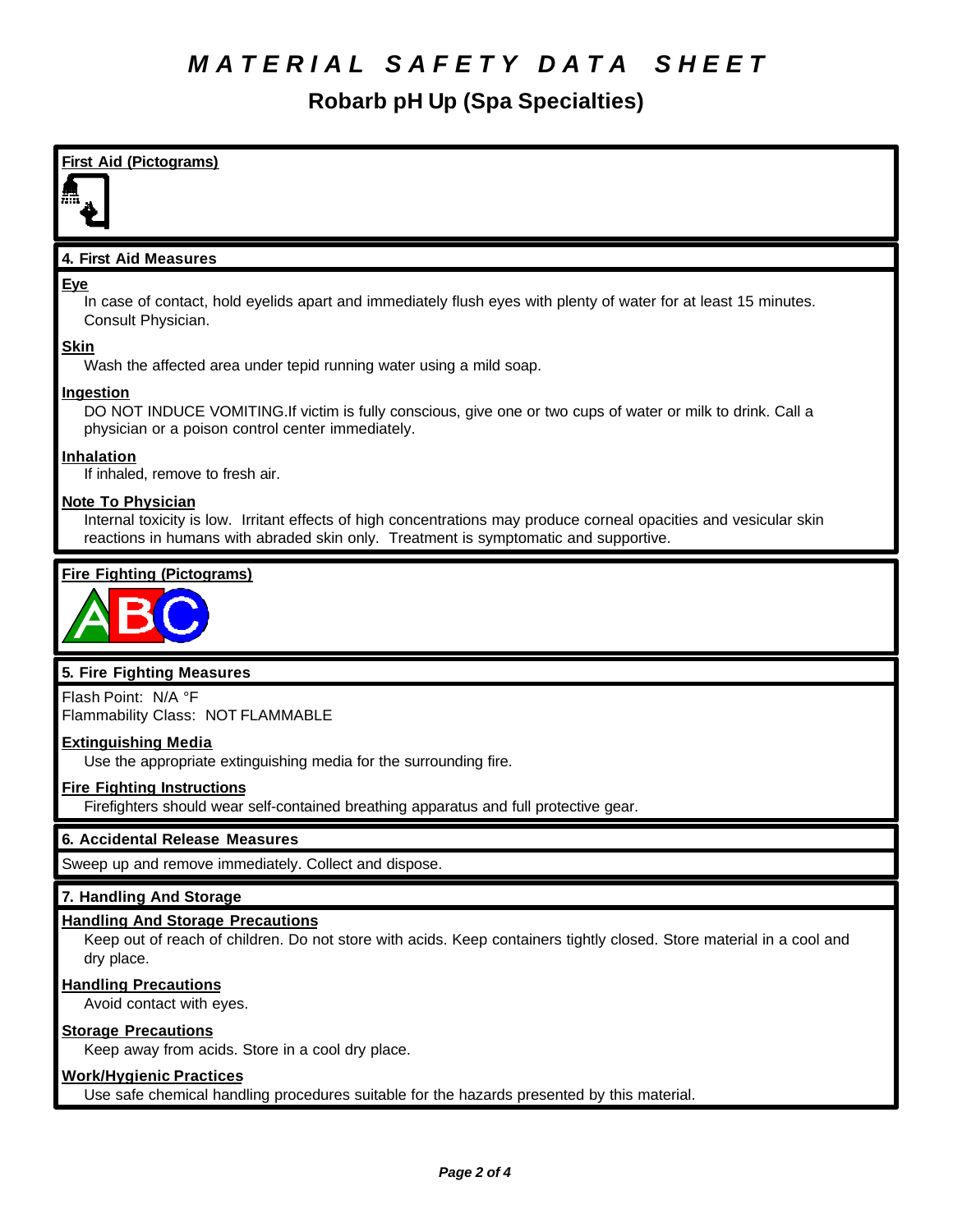# MATERIAL SAFETY DATA SHEET

## Robarb pH Up (Spa Specialties)

### First Aid (Pictograms)

### 4. First Aid Measures

**Eye**

In case of contact, hold eyelids apart and immediately flush eyes with plenty of water for at least 15 minutes. Consult Physician.

**Skin**

Wash the affected area under tepid running water using a mild soap.

**Ingestion**

DO NOT INDUCE VOMITING.If victim is fully conscious, give one or two cups of water or milk to drink. Call a physician or a poison control center immediately.

**Inhalation**

If inhaled, remove to fresh air.

**Note To Physician**

Internal toxicity is low. Irritant effects of high concentrations may produce corneal opacities and vesicular skin reactions in humans with abraded skin only. Treatment is symptomatic and supportive.

### Fire Fighting (Pictograms)

### 5. Fire Fighting Measures

Flash Point: N/A °F

Flammability Class: NOT FLAMMABLE

**Extinguishing Media**

Use the appropriate extinguishing media for the surrounding fire.

**Fire Fighting Instructions**

Firefighters should wear self-contained breathing apparatus and full protective gear.

### 6. Accidental Release Measures

Sweep up and remove immediately. Collect and dispose.

### 7. Handling And Storage

**Handling And Storage Precautions**

Keep out of reach of children. Do not store with acids. Keep containers tightly closed. Store material in a cool and dry place.

**Handling Precautions**

Avoid contact with eyes.

**Storage Precautions**

Keep away from acids. Store in a cool dry place.

**Work/Hygienic Practices**

Use safe chemical handling procedures suitable for the hazards presented by this material.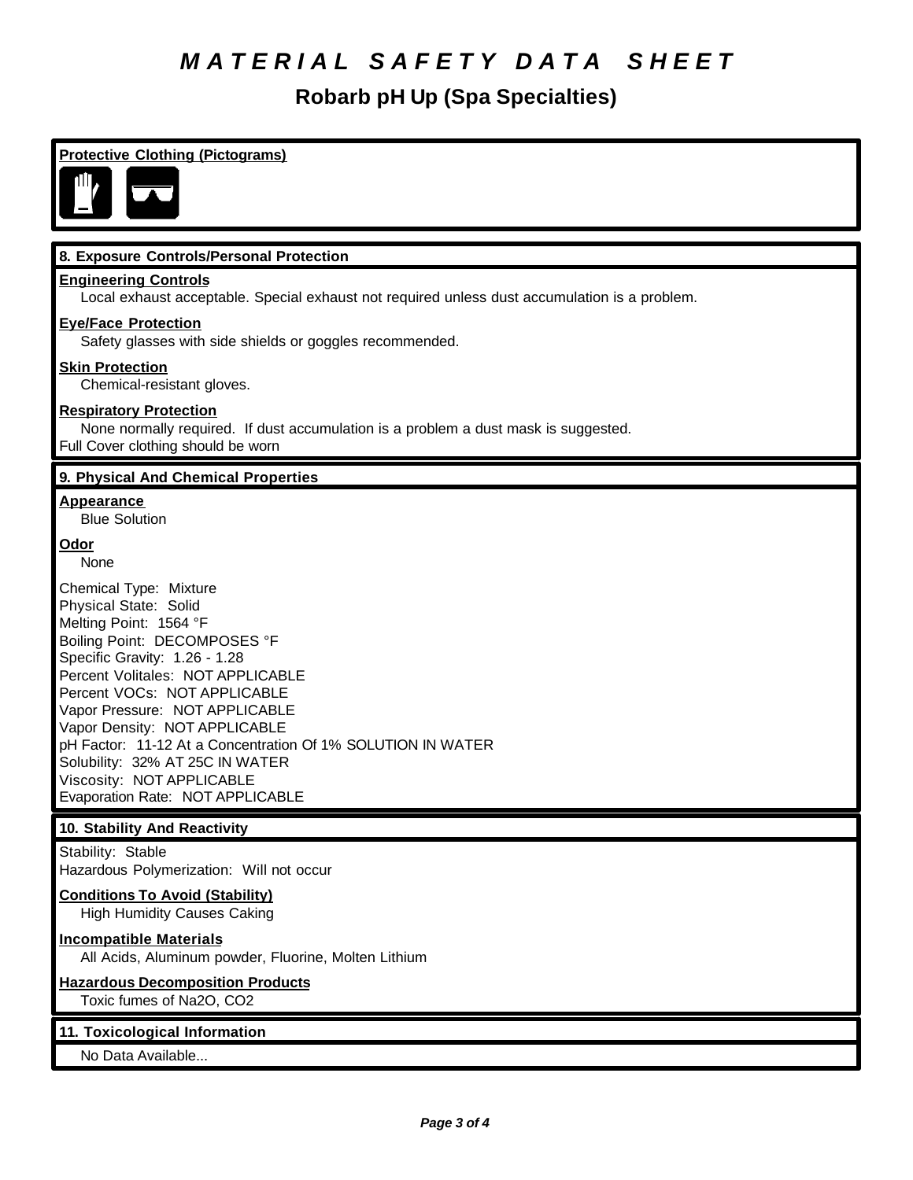# MATERIAL SAFETY DATA SHEET

## Robarb pH Up (Spa Specialties)

### Protective Clothing (Pictograms)

### 8. Exposure Controls/Personal Protection

**Engineering Controls**

Local exhaust acceptable. Special exhaust not required unless dust accumulation is a problem.

**Eye/Face Protection**

Safety glasses with side shields or goggles recommended.

**Skin Protection**

Chemical-resistant gloves.

**Respiratory Protection**

None normally required. If dust accumulation is a problem a dust mask is suggested.

Full Cover clothing should be worn

### 9. Physical And Chemical Properties

**Appearance**

Blue Solution

**Odor**

None

Chemical Type: Mixture
Physical State: Solid
Melting Point: 1564 °F
Boiling Point: DECOMPOSES °F
Specific Gravity: 1.26 - 1.28
Percent Volitales: NOT APPLICABLE
Percent VOCs: NOT APPLICABLE
Vapor Pressure: NOT APPLICABLE
Vapor Density: NOT APPLICABLE
pH Factor: 11-12 At a Concentration Of 1% SOLUTION IN WATER
Solubility: 32% AT 25C IN WATER
Viscosity: NOT APPLICABLE
Evaporation Rate: NOT APPLICABLE

### 10. Stability And Reactivity

Stability: Stable
Hazardous Polymerization: Will not occur

**Conditions To Avoid (Stability)**

High Humidity Causes Caking

**Incompatible Materials**

All Acids, Aluminum powder, Fluorine, Molten Lithium

**Hazardous Decomposition Products**

Toxic fumes of $Na_2O$, $CO_2$

### 11. Toxicological Information

No Data Available...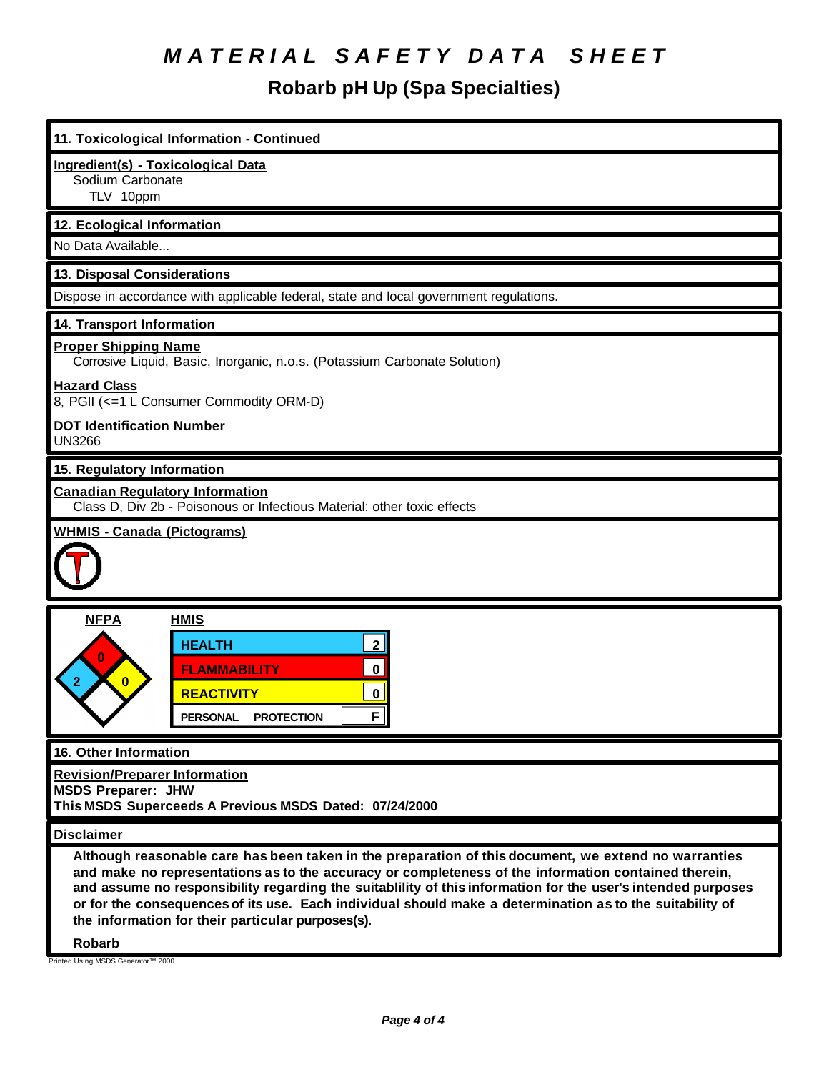# MATERIAL SAFETY DATA SHEET

## Robarb pH Up (Spa Specialties)

### 11. Toxicological Information - Continued

**Ingredient(s) - Toxicological Data**

Sodium Carbonate
TLV 10ppm

### 12. Ecological Information

No Data Available...

### 13. Disposal Considerations

Dispose in accordance with applicable federal, state and local government regulations.

### 14. Transport Information

**Proper Shipping Name**

Corrosive Liquid, Basic, Inorganic, n.o.s. (Potassium Carbonate Solution)

**Hazard Class**

8, PGII (<=1 L Consumer Commodity ORM-D)

**DOT Identification Number**

UN3266

### 15. Regulatory Information

**Canadian Regulatory Information**

Class D, Div 2b - Poisonous or Infectious Material: other toxic effects

**WHMIS - Canada (Pictograms)**

**NFPA**

Flammability: 0
Health: 2
Reactivity: 0

**HMIS**

| | |
|---|---|
| HEALTH | 2 |
| FLAMMABILITY | 0 |
| REACTIVITY | 0 |
| PERSONAL PROTECTION | F |

### 16. Other Information

**Revision/Preparer Information**

**MSDS Preparer: JHW**

**This MSDS Superceeds A Previous MSDS Dated: 07/24/2000**

### Disclaimer

**Although reasonable care has been taken in the preparation of this document, we extend no warranties and make no representations as to the accuracy or completeness of the information contained therein, and assume no responsibility regarding the suitablility of this information for the user's intended purposes or for the consequences of its use. Each individual should make a determination as to the suitability of the information for their particular purposes(s).**

**Robarb**

Printed Using MSDS Generator™ 2000